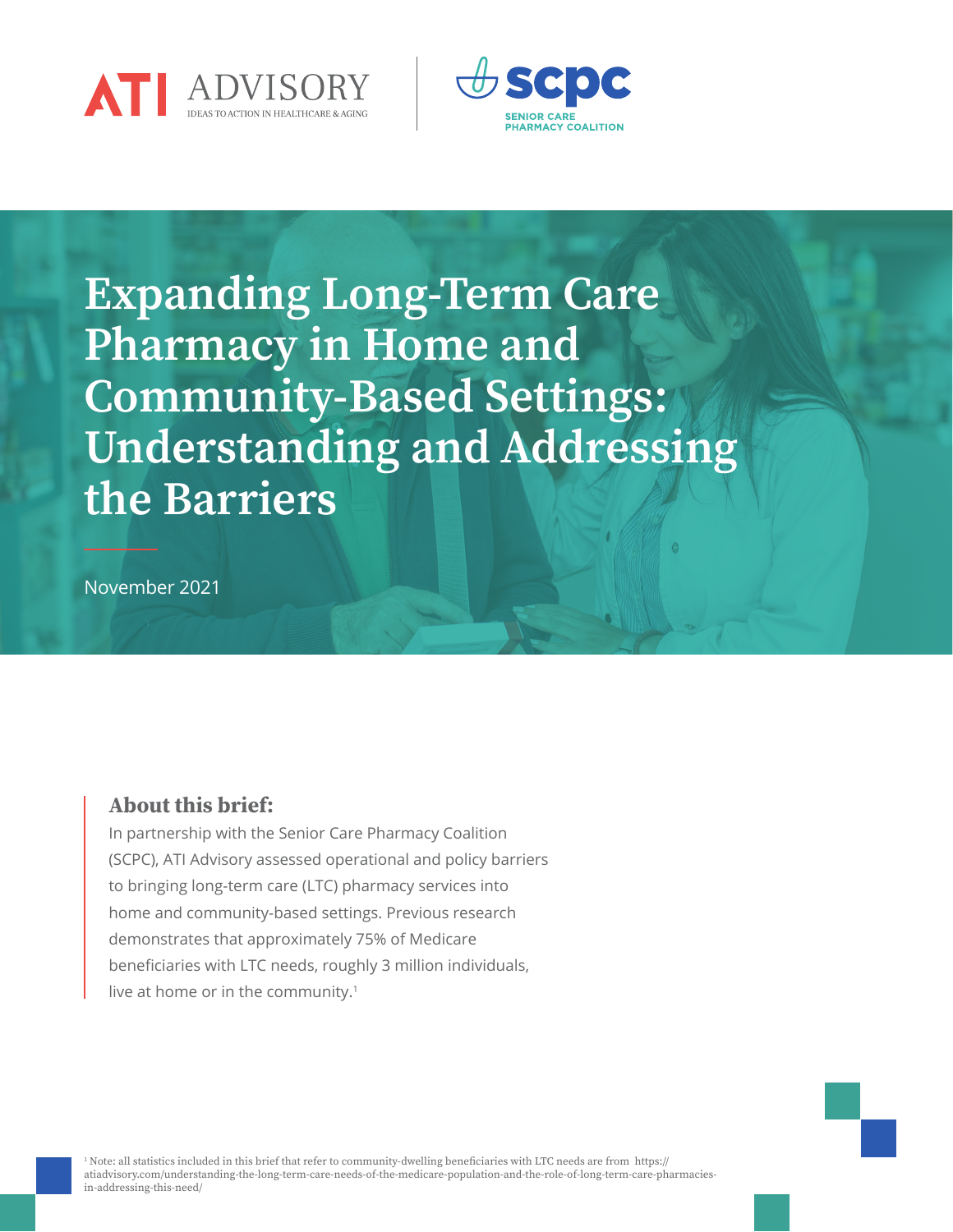ATI ADVISORY
IDEAS TO ACTION IN HEALTHCARE & AGING

scpc
SENIOR CARE PHARMACY COALITION

# Expanding Long-Term Care Pharmacy in Home and Community-Based Settings: Understanding and Addressing the Barriers

November 2021

## About this brief:

In partnership with the Senior Care Pharmacy Coalition (SCPC), ATI Advisory assessed operational and policy barriers to bringing long-term care (LTC) pharmacy services into home and community-based settings. Previous research demonstrates that approximately 75% of Medicare beneficiaries with LTC needs, roughly 3 million individuals, live at home or in the community.[1]

[1] Note: all statistics included in this brief that refer to community-dwelling beneficiaries with LTC needs are from https://atiadvisory.com/understanding-the-long-term-care-needs-of-the-medicare-population-and-the-role-of-long-term-care-pharmacies-in-addressing-this-need/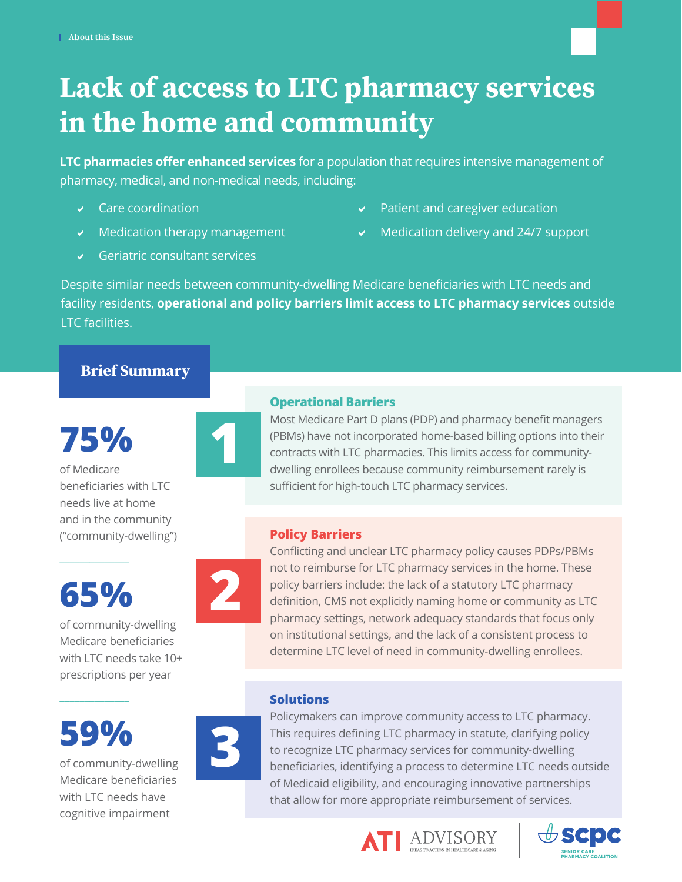About this Issue

# Lack of access to LTC pharmacy services in the home and community

**LTC pharmacies offer enhanced services** for a population that requires intensive management of pharmacy, medical, and non-medical needs, including:

- Care coordination
- Medication therapy management
- Geriatric consultant services
- Patient and caregiver education
- Medication delivery and 24/7 support

Despite similar needs between community-dwelling Medicare beneficiaries with LTC needs and facility residents, **operational and policy barriers limit access to LTC pharmacy services** outside LTC facilities.

## Brief Summary

**75%**

of Medicare beneficiaries with LTC needs live at home and in the community ("community-dwelling")

**65%**

of community-dwelling Medicare beneficiaries with LTC needs take 10+ prescriptions per year

**59%**

of community-dwelling Medicare beneficiaries with LTC needs have cognitive impairment

### 1 Operational Barriers

Most Medicare Part D plans (PDP) and pharmacy benefit managers (PBMs) have not incorporated home-based billing options into their contracts with LTC pharmacies. This limits access for community-dwelling enrollees because community reimbursement rarely is sufficient for high-touch LTC pharmacy services.

### 2 Policy Barriers

Conflicting and unclear LTC pharmacy policy causes PDPs/PBMs not to reimburse for LTC pharmacy services in the home. These policy barriers include: the lack of a statutory LTC pharmacy definition, CMS not explicitly naming home or community as LTC pharmacy settings, network adequacy standards that focus only on institutional settings, and the lack of a consistent process to determine LTC level of need in community-dwelling enrollees.

### 3 Solutions

Policymakers can improve community access to LTC pharmacy. This requires defining LTC pharmacy in statute, clarifying policy to recognize LTC pharmacy services for community-dwelling beneficiaries, identifying a process to determine LTC needs outside of Medicaid eligibility, and encouraging innovative partnerships that allow for more appropriate reimbursement of services.

ATI ADVISORY — IDEAS TO ACTION IN HEALTHCARE & AGING | SCPC — SENIOR CARE PHARMACY COALITION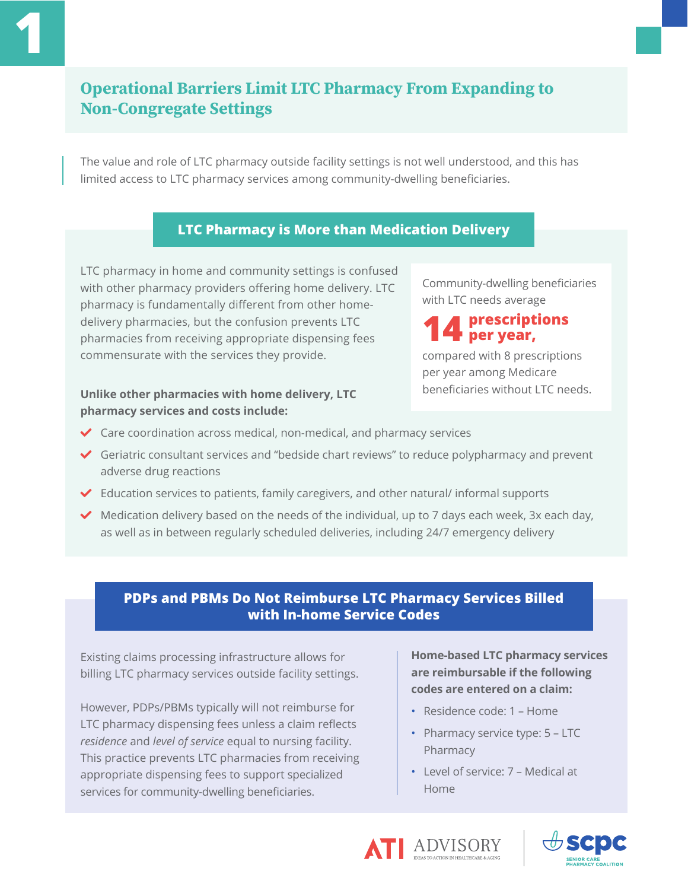# 1

## Operational Barriers Limit LTC Pharmacy From Expanding to Non-Congregate Settings

The value and role of LTC pharmacy outside facility settings is not well understood, and this has limited access to LTC pharmacy services among community-dwelling beneficiaries.

### LTC Pharmacy is More than Medication Delivery

LTC pharmacy in home and community settings is confused with other pharmacy providers offering home delivery. LTC pharmacy is fundamentally different from other home-delivery pharmacies, but the confusion prevents LTC pharmacies from receiving appropriate dispensing fees commensurate with the services they provide.

Community-dwelling beneficiaries with LTC needs average **14 prescriptions per year,** compared with 8 prescriptions per year among Medicare beneficiaries without LTC needs.

**Unlike other pharmacies with home delivery, LTC pharmacy services and costs include:**

- Care coordination across medical, non-medical, and pharmacy services
- Geriatric consultant services and "bedside chart reviews" to reduce polypharmacy and prevent adverse drug reactions
- Education services to patients, family caregivers, and other natural/ informal supports
- Medication delivery based on the needs of the individual, up to 7 days each week, 3x each day, as well as in between regularly scheduled deliveries, including 24/7 emergency delivery

### PDPs and PBMs Do Not Reimburse LTC Pharmacy Services Billed with In-home Service Codes

Existing claims processing infrastructure allows for billing LTC pharmacy services outside facility settings.

However, PDPs/PBMs typically will not reimburse for LTC pharmacy dispensing fees unless a claim reflects *residence* and *level of service* equal to nursing facility. This practice prevents LTC pharmacies from receiving appropriate dispensing fees to support specialized services for community-dwelling beneficiaries.

**Home-based LTC pharmacy services are reimbursable if the following codes are entered on a claim:**

- Residence code: 1 – Home
- Pharmacy service type: 5 – LTC Pharmacy
- Level of service: 7 – Medical at Home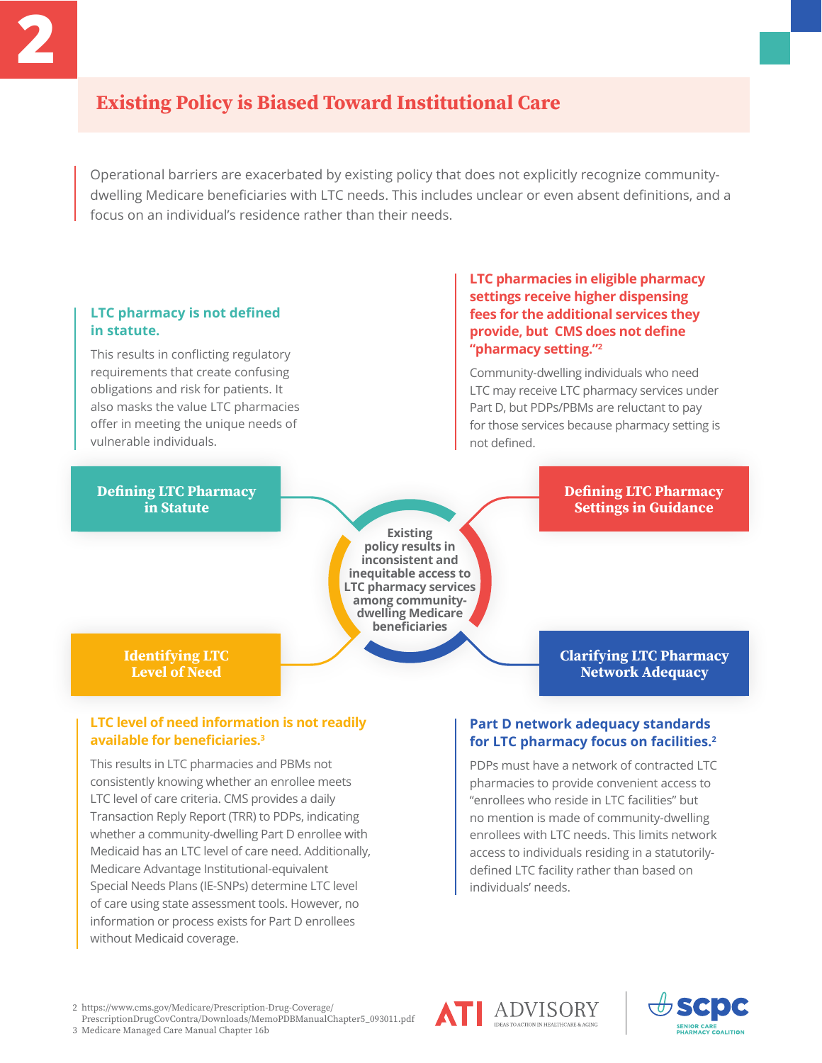# 2

## Existing Policy is Biased Toward Institutional Care

Operational barriers are exacerbated by existing policy that does not explicitly recognize community-dwelling Medicare beneficiaries with LTC needs. This includes unclear or even absent definitions, and a focus on an individual's residence rather than their needs.

### LTC pharmacy is not defined in statute.

This results in conflicting regulatory requirements that create confusing obligations and risk for patients. It also masks the value LTC pharmacies offer in meeting the unique needs of vulnerable individuals.

### LTC pharmacies in eligible pharmacy settings receive higher dispensing fees for the additional services they provide, but CMS does not define "pharmacy setting."[2]

Community-dwelling individuals who need LTC may receive LTC pharmacy services under Part D, but PDPs/PBMs are reluctant to pay for those services because pharmacy setting is not defined.

**Defining LTC Pharmacy in Statute**

**Defining LTC Pharmacy Settings in Guidance**

**Existing policy results in inconsistent and inequitable access to LTC pharmacy services among community-dwelling Medicare beneficiaries**

**Identifying LTC Level of Need**

**Clarifying LTC Pharmacy Network Adequacy**

### LTC level of need information is not readily available for beneficiaries.[3]

This results in LTC pharmacies and PBMs not consistently knowing whether an enrollee meets LTC level of care criteria. CMS provides a daily Transaction Reply Report (TRR) to PDPs, indicating whether a community-dwelling Part D enrollee with Medicaid has an LTC level of care need. Additionally, Medicare Advantage Institutional-equivalent Special Needs Plans (IE-SNPs) determine LTC level of care using state assessment tools. However, no information or process exists for Part D enrollees without Medicaid coverage.

### Part D network adequacy standards for LTC pharmacy focus on facilities.[2]

PDPs must have a network of contracted LTC pharmacies to provide convenient access to "enrollees who reside in LTC facilities" but no mention is made of community-dwelling enrollees with LTC needs. This limits network access to individuals residing in a statutorily-defined LTC facility rather than based on individuals' needs.

2 https://www.cms.gov/Medicare/Prescription-Drug-Coverage/PrescriptionDrugCovContra/Downloads/MemoPDBManualChapter5_093011.pdf
3 Medicare Managed Care Manual Chapter 16b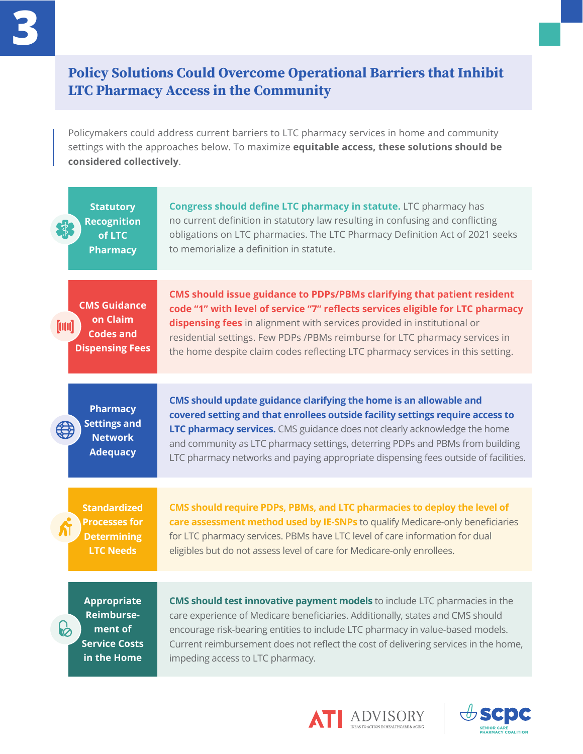# 3

## Policy Solutions Could Overcome Operational Barriers that Inhibit LTC Pharmacy Access in the Community

Policymakers could address current barriers to LTC pharmacy services in home and community settings with the approaches below. To maximize **equitable access, these solutions should be considered collectively**.

### Statutory Recognition of LTC Pharmacy

**Congress should define LTC pharmacy in statute.** LTC pharmacy has no current definition in statutory law resulting in confusing and conflicting obligations on LTC pharmacies. The LTC Pharmacy Definition Act of 2021 seeks to memorialize a definition in statute.

### CMS Guidance on Claim Codes and Dispensing Fees

**CMS should issue guidance to PDPs/PBMs clarifying that patient resident code "1" with level of service "7" reflects services eligible for LTC pharmacy dispensing fees** in alignment with services provided in institutional or residential settings. Few PDPs /PBMs reimburse for LTC pharmacy services in the home despite claim codes reflecting LTC pharmacy services in this setting.

### Pharmacy Settings and Network Adequacy

**CMS should update guidance clarifying the home is an allowable and covered setting and that enrollees outside facility settings require access to LTC pharmacy services.** CMS guidance does not clearly acknowledge the home and community as LTC pharmacy settings, deterring PDPs and PBMs from building LTC pharmacy networks and paying appropriate dispensing fees outside of facilities.

### Standardized Processes for Determining LTC Needs

**CMS should require PDPs, PBMs, and LTC pharmacies to deploy the level of care assessment method used by IE-SNPs** to qualify Medicare-only beneficiaries for LTC pharmacy services. PBMs have LTC level of care information for dual eligibles but do not assess level of care for Medicare-only enrollees.

### Appropriate Reimbursement of Service Costs in the Home

**CMS should test innovative payment models** to include LTC pharmacies in the care experience of Medicare beneficiaries. Additionally, states and CMS should encourage risk-bearing entities to include LTC pharmacy in value-based models. Current reimbursement does not reflect the cost of delivering services in the home, impeding access to LTC pharmacy.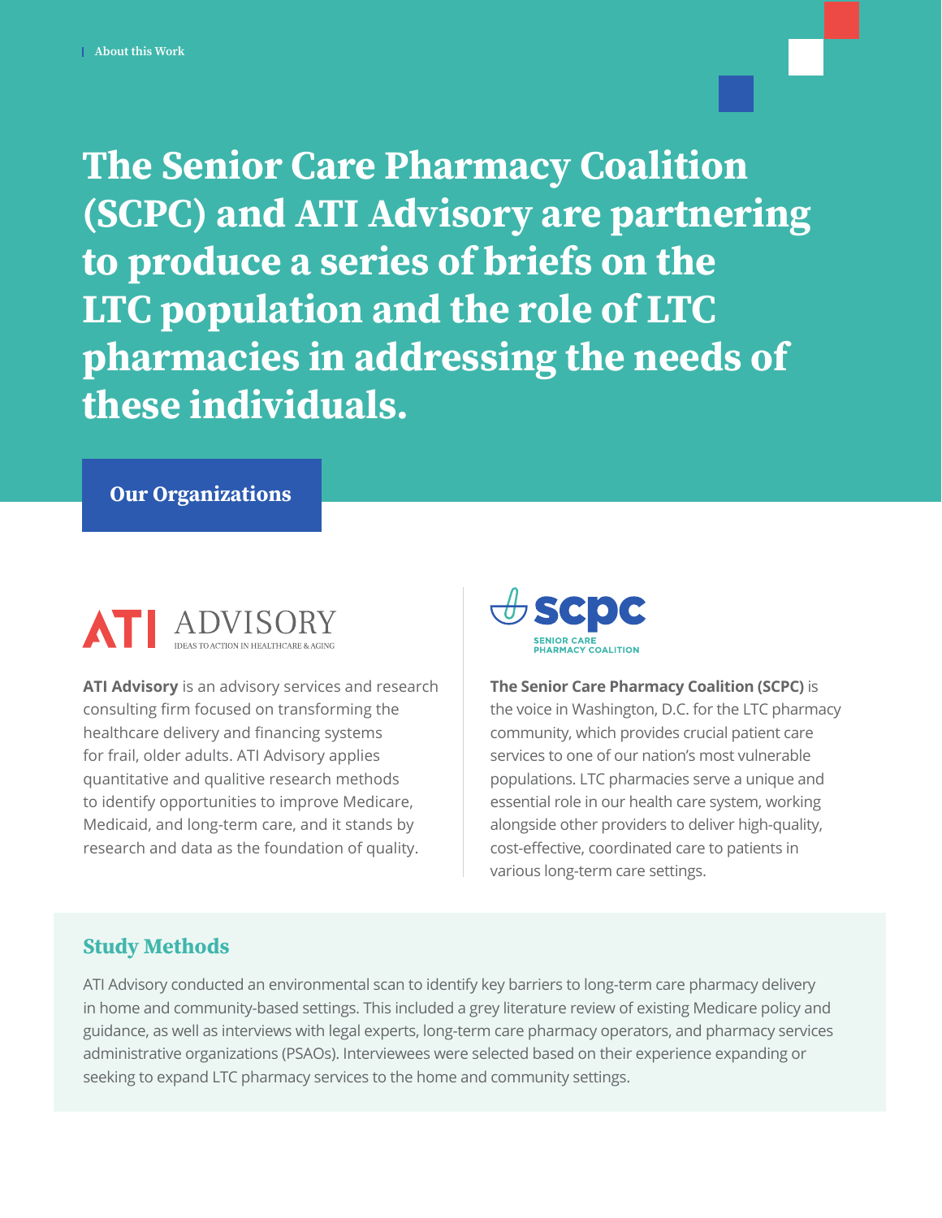About this Work

# The Senior Care Pharmacy Coalition (SCPC) and ATI Advisory are partnering to produce a series of briefs on the LTC population and the role of LTC pharmacies in addressing the needs of these individuals.

## Our Organizations

ATI ADVISORY
IDEAS TO ACTION IN HEALTHCARE & AGING

**ATI Advisory** is an advisory services and research consulting firm focused on transforming the healthcare delivery and financing systems for frail, older adults. ATI Advisory applies quantitative and qualitive research methods to identify opportunities to improve Medicare, Medicaid, and long-term care, and it stands by research and data as the foundation of quality.

scpc
SENIOR CARE PHARMACY COALITION

**The Senior Care Pharmacy Coalition (SCPC)** is the voice in Washington, D.C. for the LTC pharmacy community, which provides crucial patient care services to one of our nation's most vulnerable populations. LTC pharmacies serve a unique and essential role in our health care system, working alongside other providers to deliver high-quality, cost-effective, coordinated care to patients in various long-term care settings.

### Study Methods

ATI Advisory conducted an environmental scan to identify key barriers to long-term care pharmacy delivery in home and community-based settings. This included a grey literature review of existing Medicare policy and guidance, as well as interviews with legal experts, long-term care pharmacy operators, and pharmacy services administrative organizations (PSAOs). Interviewees were selected based on their experience expanding or seeking to expand LTC pharmacy services to the home and community settings.